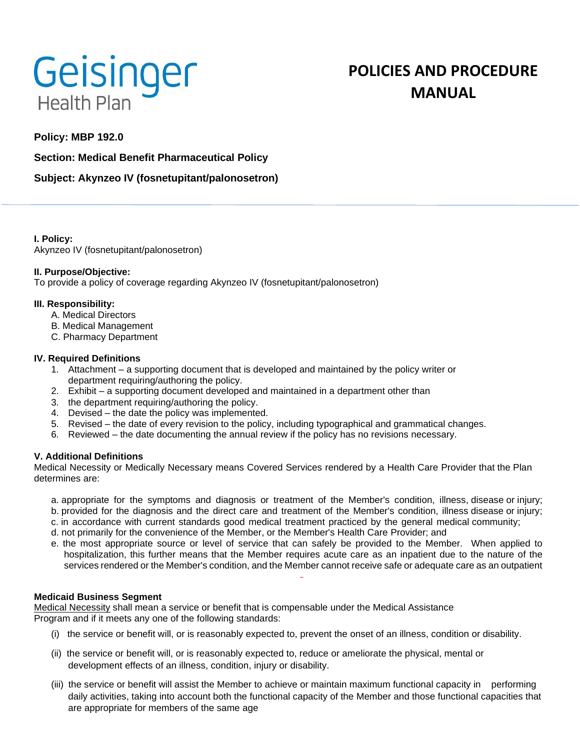# Geisinger Health Plan

## POLICIES AND PROCEDURE MANUAL

**Policy: MBP 192.0**

**Section: Medical Benefit Pharmaceutical Policy**

**Subject: Akynzeo IV (fosnetupitant/palonosetron)**

**I. Policy:**
Akynzeo IV (fosnetupitant/palonosetron)

**II. Purpose/Objective:**
To provide a policy of coverage regarding Akynzeo IV (fosnetupitant/palonosetron)

**III. Responsibility:**

A. Medical Directors
B. Medical Management
C. Pharmacy Department

**IV. Required Definitions**

1. Attachment – a supporting document that is developed and maintained by the policy writer or department requiring/authoring the policy.
2. Exhibit – a supporting document developed and maintained in a department other than
3. the department requiring/authoring the policy.
4. Devised – the date the policy was implemented.
5. Revised – the date of every revision to the policy, including typographical and grammatical changes.
6. Reviewed – the date documenting the annual review if the policy has no revisions necessary.

**V. Additional Definitions**

Medical Necessity or Medically Necessary means Covered Services rendered by a Health Care Provider that the Plan determines are:

a. appropriate for the symptoms and diagnosis or treatment of the Member's condition, illness, disease or injury;
b. provided for the diagnosis and the direct care and treatment of the Member's condition, illness disease or injury;
c. in accordance with current standards good medical treatment practiced by the general medical community;
d. not primarily for the convenience of the Member, or the Member's Health Care Provider; and
e. the most appropriate source or level of service that can safely be provided to the Member. When applied to hospitalization, this further means that the Member requires acute care as an inpatient due to the nature of the services rendered or the Member's condition, and the Member cannot receive safe or adequate care as an outpatient

**Medicaid Business Segment**

Medical Necessity shall mean a service or benefit that is compensable under the Medical Assistance Program and if it meets any one of the following standards:

(i) the service or benefit will, or is reasonably expected to, prevent the onset of an illness, condition or disability.

(ii) the service or benefit will, or is reasonably expected to, reduce or ameliorate the physical, mental or development effects of an illness, condition, injury or disability.

(iii) the service or benefit will assist the Member to achieve or maintain maximum functional capacity in performing daily activities, taking into account both the functional capacity of the Member and those functional capacities that are appropriate for members of the same age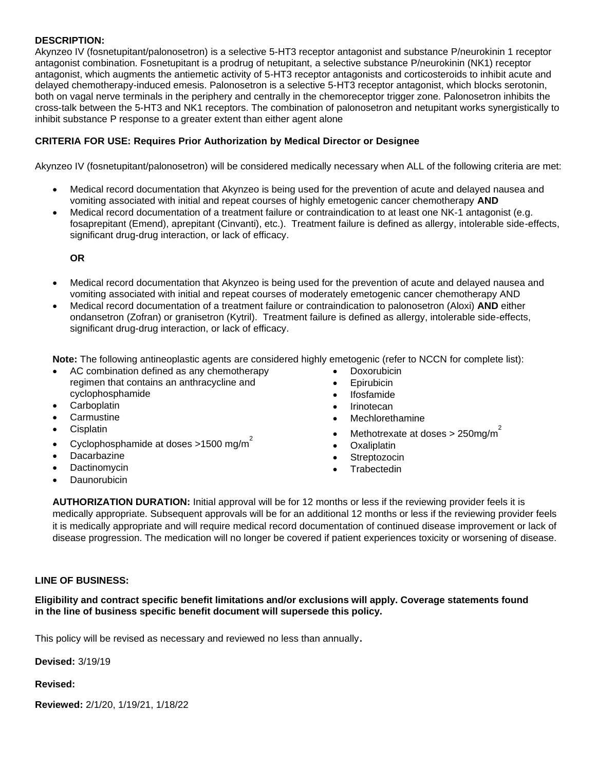**DESCRIPTION:**
Akynzeo IV (fosnetupitant/palonosetron) is a selective 5-HT3 receptor antagonist and substance P/neurokinin 1 receptor antagonist combination. Fosnetupitant is a prodrug of netupitant, a selective substance P/neurokinin (NK1) receptor antagonist, which augments the antiemetic activity of 5-HT3 receptor antagonists and corticosteroids to inhibit acute and delayed chemotherapy-induced emesis. Palonosetron is a selective 5-HT3 receptor antagonist, which blocks serotonin, both on vagal nerve terminals in the periphery and centrally in the chemoreceptor trigger zone. Palonosetron inhibits the cross-talk between the 5-HT3 and NK1 receptors. The combination of palonosetron and netupitant works synergistically to inhibit substance P response to a greater extent than either agent alone

**CRITERIA FOR USE: Requires Prior Authorization by Medical Director or Designee**

Akynzeo IV (fosnetupitant/palonosetron) will be considered medically necessary when ALL of the following criteria are met:

- Medical record documentation that Akynzeo is being used for the prevention of acute and delayed nausea and vomiting associated with initial and repeat courses of highly emetogenic cancer chemotherapy **AND**
- Medical record documentation of a treatment failure or contraindication to at least one NK-1 antagonist (e.g. fosaprepitant (Emend), aprepitant (Cinvanti), etc.). Treatment failure is defined as allergy, intolerable side-effects, significant drug-drug interaction, or lack of efficacy.

**OR**

- Medical record documentation that Akynzeo is being used for the prevention of acute and delayed nausea and vomiting associated with initial and repeat courses of moderately emetogenic cancer chemotherapy AND
- Medical record documentation of a treatment failure or contraindication to palonosetron (Aloxi) **AND** either ondansetron (Zofran) or granisetron (Kytril). Treatment failure is defined as allergy, intolerable side-effects, significant drug-drug interaction, or lack of efficacy.

**Note:** The following antineoplastic agents are considered highly emetogenic (refer to NCCN for complete list):

- AC combination defined as any chemotherapy regimen that contains an anthracycline and cyclophosphamide
- Carboplatin
- Carmustine
- Cisplatin
- Cyclophosphamide at doses >1500 mg/m$^2$
- Dacarbazine
- Dactinomycin
- Daunorubicin
- Doxorubicin
- Epirubicin
- Ifosfamide
- Irinotecan
- Mechlorethamine
- Methotrexate at doses > 250mg/m$^2$
- Oxaliplatin
- Streptozocin
- Trabectedin

**AUTHORIZATION DURATION:** Initial approval will be for 12 months or less if the reviewing provider feels it is medically appropriate. Subsequent approvals will be for an additional 12 months or less if the reviewing provider feels it is medically appropriate and will require medical record documentation of continued disease improvement or lack of disease progression. The medication will no longer be covered if patient experiences toxicity or worsening of disease.

**LINE OF BUSINESS:**

**Eligibility and contract specific benefit limitations and/or exclusions will apply. Coverage statements found in the line of business specific benefit document will supersede this policy.**

This policy will be revised as necessary and reviewed no less than annually**.**

**Devised:** 3/19/19

**Revised:**

**Reviewed:** 2/1/20, 1/19/21, 1/18/22